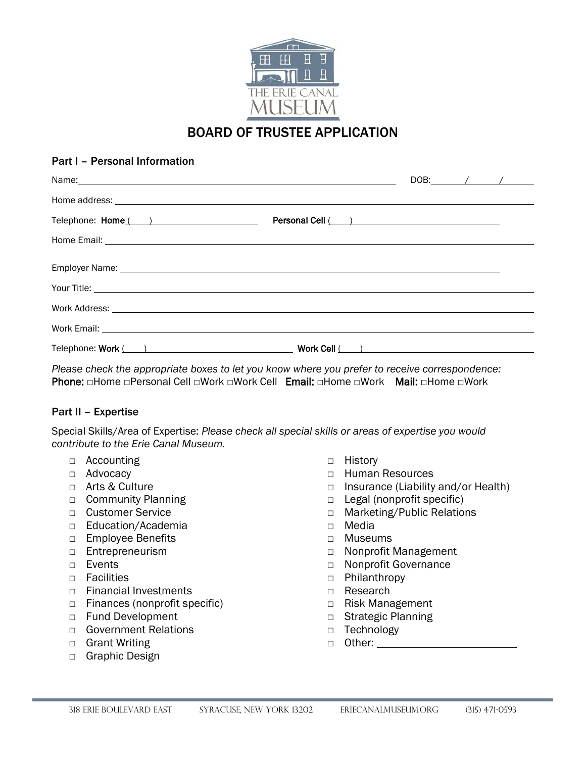THE ERIE CANAL MUSEUM

# BOARD OF TRUSTEE APPLICATION

## Part I – Personal Information

Name: ________________________________________ DOB: ____/____/____

Home address: ________________________________________

Telephone: **Home** (____) ______________________ **Personal Cell** (____) ______________________

Home Email: ________________________________________

Employer Name: ________________________________________

Your Title: ________________________________________

Work Address: ________________________________________

Work Email: ________________________________________

Telephone: **Work** (____) ______________________ **Work Cell** (____) ______________________

*Please check the appropriate boxes to let you know where you prefer to receive correspondence:*
**Phone:** □Home □Personal Cell □Work □Work Cell **Email:** □Home □Work **Mail:** □Home □Work

## Part II – Expertise

Special Skills/Area of Expertise: *Please check all special skills or areas of expertise you would contribute to the Erie Canal Museum.*

- □ Accounting
- □ Advocacy
- □ Arts & Culture
- □ Community Planning
- □ Customer Service
- □ Education/Academia
- □ Employee Benefits
- □ Entrepreneurism
- □ Events
- □ Facilities
- □ Financial Investments
- □ Finances (nonprofit specific)
- □ Fund Development
- □ Government Relations
- □ Grant Writing
- □ Graphic Design
- □ History
- □ Human Resources
- □ Insurance (Liability and/or Health)
- □ Legal (nonprofit specific)
- □ Marketing/Public Relations
- □ Media
- □ Museums
- □ Nonprofit Management
- □ Nonprofit Governance
- □ Philanthropy
- □ Research
- □ Risk Management
- □ Strategic Planning
- □ Technology
- □ Other: ______________________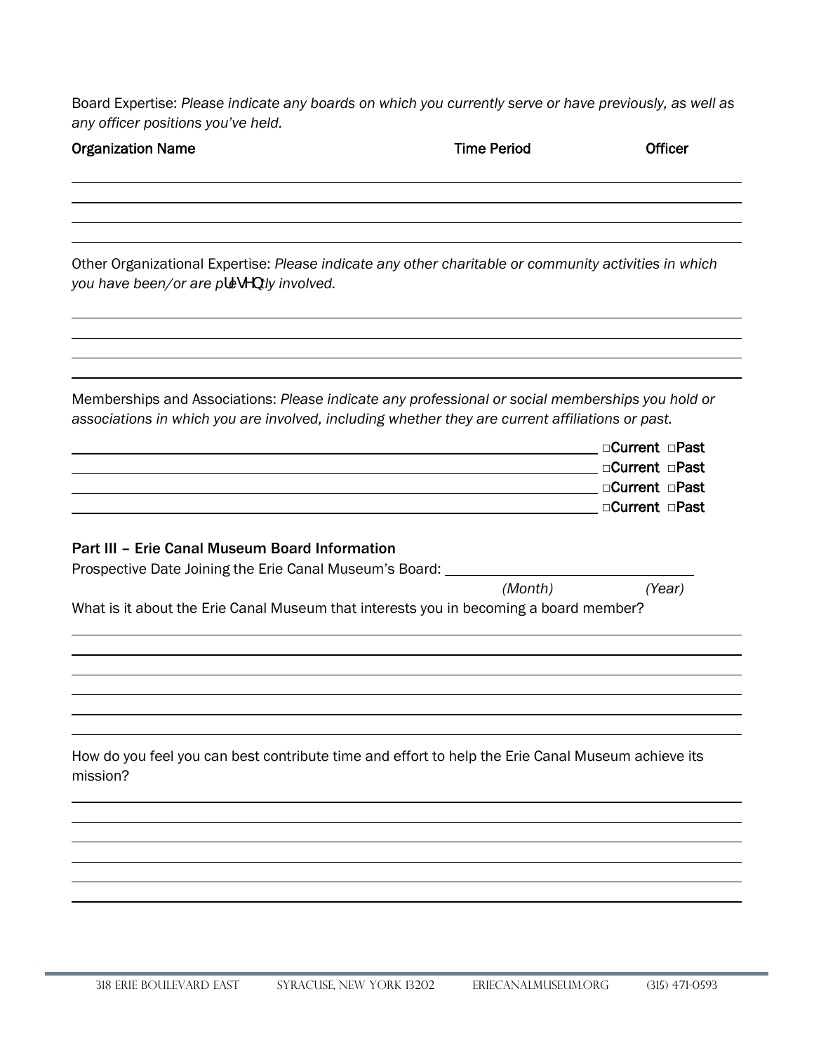Board Expertise: *Please indicate any boards on which you currently serve or have previously, as well as any officer positions you've held.*

| Organization Name | Time Period | Officer |
| --- | --- | --- |
| | | |
| | | |
| | | |

Other Organizational Expertise: *Please indicate any other charitable or community activities in which you have been/or are presently involved.*

Memberships and Associations: *Please indicate any professional or social memberships you hold or associations in which you are involved, including whether they are current affiliations or past.*

\_\_\_\_\_\_\_\_\_\_\_\_\_\_\_\_\_\_\_\_\_\_\_\_\_\_\_\_\_\_\_\_\_\_\_\_\_\_\_\_ □Current □Past

\_\_\_\_\_\_\_\_\_\_\_\_\_\_\_\_\_\_\_\_\_\_\_\_\_\_\_\_\_\_\_\_\_\_\_\_\_\_\_\_ □Current □Past

\_\_\_\_\_\_\_\_\_\_\_\_\_\_\_\_\_\_\_\_\_\_\_\_\_\_\_\_\_\_\_\_\_\_\_\_\_\_\_\_ □Current □Past

\_\_\_\_\_\_\_\_\_\_\_\_\_\_\_\_\_\_\_\_\_\_\_\_\_\_\_\_\_\_\_\_\_\_\_\_\_\_\_\_ □Current □Past

### Part III – Erie Canal Museum Board Information

Prospective Date Joining the Erie Canal Museum's Board: \_\_\_\_\_\_\_\_\_\_\_\_\_\_\_\_\_\_\_\_

*(Month)* *(Year)*

What is it about the Erie Canal Museum that interests you in becoming a board member?

How do you feel you can best contribute time and effort to help the Erie Canal Museum achieve its mission?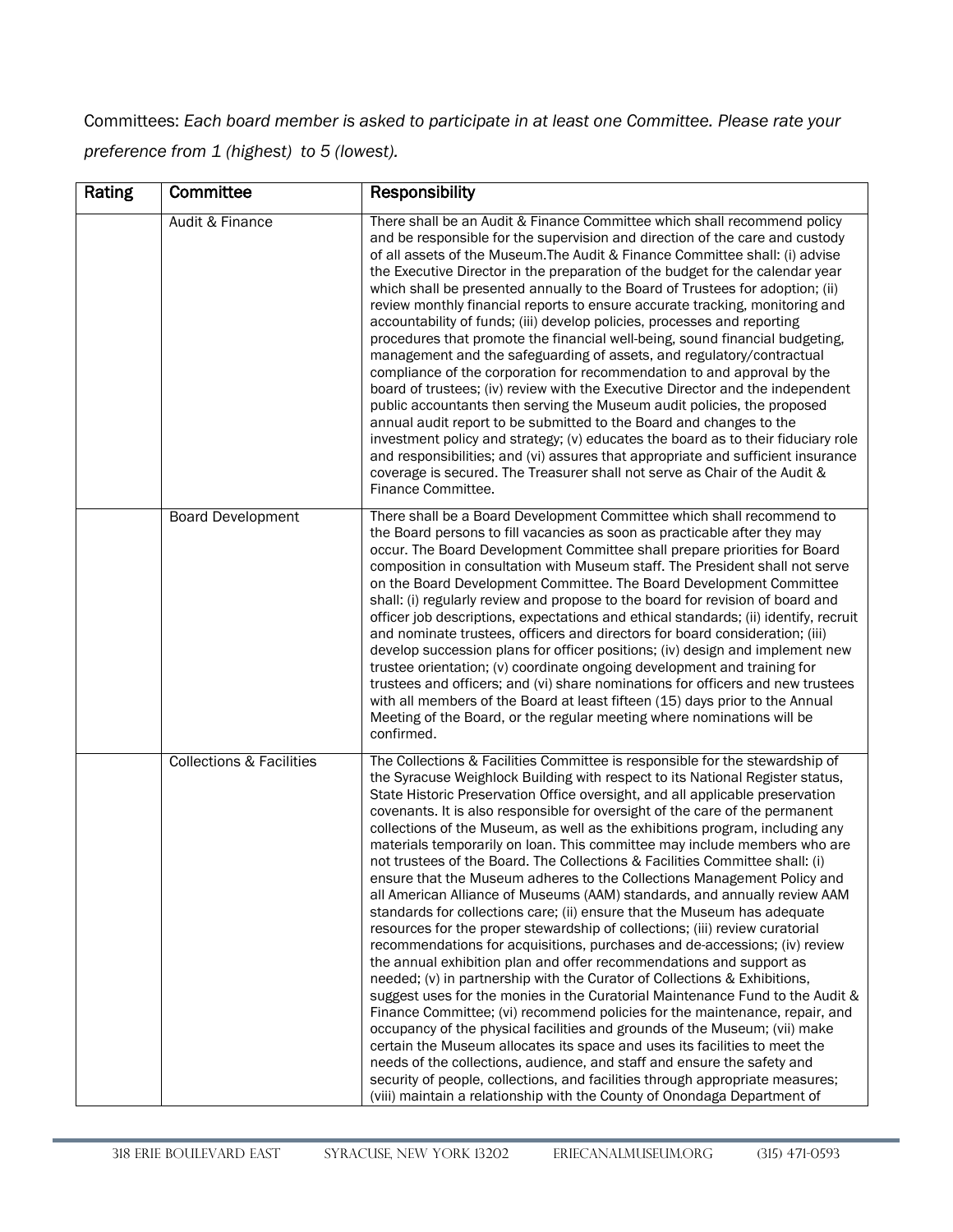Committees: *Each board member is asked to participate in at least one Committee. Please rate your preference from 1 (highest) to 5 (lowest).*

| Rating | Committee | Responsibility |
|---|---|---|
| | Audit & Finance | There shall be an Audit & Finance Committee which shall recommend policy and be responsible for the supervision and direction of the care and custody of all assets of the Museum.The Audit & Finance Committee shall: (i) advise the Executive Director in the preparation of the budget for the calendar year which shall be presented annually to the Board of Trustees for adoption; (ii) review monthly financial reports to ensure accurate tracking, monitoring and accountability of funds; (iii) develop policies, processes and reporting procedures that promote the financial well-being, sound financial budgeting, management and the safeguarding of assets, and regulatory/contractual compliance of the corporation for recommendation to and approval by the board of trustees; (iv) review with the Executive Director and the independent public accountants then serving the Museum audit policies, the proposed annual audit report to be submitted to the Board and changes to the investment policy and strategy; (v) educates the board as to their fiduciary role and responsibilities; and (vi) assures that appropriate and sufficient insurance coverage is secured. The Treasurer shall not serve as Chair of the Audit & Finance Committee. |
| | Board Development | There shall be a Board Development Committee which shall recommend to the Board persons to fill vacancies as soon as practicable after they may occur. The Board Development Committee shall prepare priorities for Board composition in consultation with Museum staff. The President shall not serve on the Board Development Committee. The Board Development Committee shall: (i) regularly review and propose to the board for revision of board and officer job descriptions, expectations and ethical standards; (ii) identify, recruit and nominate trustees, officers and directors for board consideration; (iii) develop succession plans for officer positions; (iv) design and implement new trustee orientation; (v) coordinate ongoing development and training for trustees and officers; and (vi) share nominations for officers and new trustees with all members of the Board at least fifteen (15) days prior to the Annual Meeting of the Board, or the regular meeting where nominations will be confirmed. |
| | Collections & Facilities | The Collections & Facilities Committee is responsible for the stewardship of the Syracuse Weighlock Building with respect to its National Register status, State Historic Preservation Office oversight, and all applicable preservation covenants. It is also responsible for oversight of the care of the permanent collections of the Museum, as well as the exhibitions program, including any materials temporarily on loan. This committee may include members who are not trustees of the Board. The Collections & Facilities Committee shall: (i) ensure that the Museum adheres to the Collections Management Policy and all American Alliance of Museums (AAM) standards, and annually review AAM standards for collections care; (ii) ensure that the Museum has adequate resources for the proper stewardship of collections; (iii) review curatorial recommendations for acquisitions, purchases and de-accessions; (iv) review the annual exhibition plan and offer recommendations and support as needed; (v) in partnership with the Curator of Collections & Exhibitions, suggest uses for the monies in the Curatorial Maintenance Fund to the Audit & Finance Committee; (vi) recommend policies for the maintenance, repair, and occupancy of the physical facilities and grounds of the Museum; (vii) make certain the Museum allocates its space and uses its facilities to meet the needs of the collections, audience, and staff and ensure the safety and security of people, collections, and facilities through appropriate measures; (viii) maintain a relationship with the County of Onondaga Department of |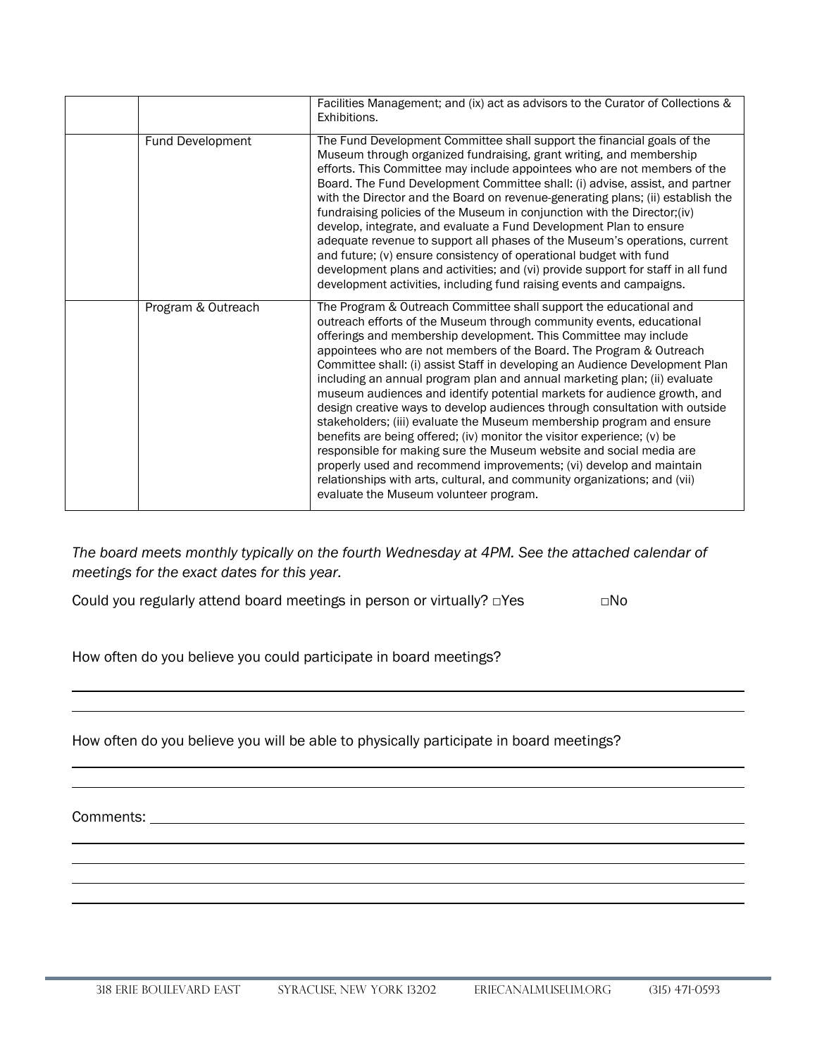| | | |
|---|---|---|
| | | Facilities Management; and (ix) act as advisors to the Curator of Collections & Exhibitions. |
| | Fund Development | The Fund Development Committee shall support the financial goals of the Museum through organized fundraising, grant writing, and membership efforts. This Committee may include appointees who are not members of the Board. The Fund Development Committee shall: (i) advise, assist, and partner with the Director and the Board on revenue-generating plans; (ii) establish the fundraising policies of the Museum in conjunction with the Director;(iv) develop, integrate, and evaluate a Fund Development Plan to ensure adequate revenue to support all phases of the Museum's operations, current and future; (v) ensure consistency of operational budget with fund development plans and activities; and (vi) provide support for staff in all fund development activities, including fund raising events and campaigns. |
| | Program & Outreach | The Program & Outreach Committee shall support the educational and outreach efforts of the Museum through community events, educational offerings and membership development. This Committee may include appointees who are not members of the Board. The Program & Outreach Committee shall: (i) assist Staff in developing an Audience Development Plan including an annual program plan and annual marketing plan; (ii) evaluate museum audiences and identify potential markets for audience growth, and design creative ways to develop audiences through consultation with outside stakeholders; (iii) evaluate the Museum membership program and ensure benefits are being offered; (iv) monitor the visitor experience; (v) be responsible for making sure the Museum website and social media are properly used and recommend improvements; (vi) develop and maintain relationships with arts, cultural, and community organizations; and (vii) evaluate the Museum volunteer program. |

*The board meets monthly typically on the fourth Wednesday at 4PM. See the attached calendar of meetings for the exact dates for this year.*

Could you regularly attend board meetings in person or virtually? □Yes □No

How often do you believe you could participate in board meetings?

\_\_\_\_\_\_\_\_\_\_\_\_\_\_\_\_\_\_\_\_\_\_\_\_\_\_\_\_\_\_\_\_\_\_\_\_\_\_\_\_

\_\_\_\_\_\_\_\_\_\_\_\_\_\_\_\_\_\_\_\_\_\_\_\_\_\_\_\_\_\_\_\_\_\_\_\_\_\_\_\_

How often do you believe you will be able to physically participate in board meetings?

\_\_\_\_\_\_\_\_\_\_\_\_\_\_\_\_\_\_\_\_\_\_\_\_\_\_\_\_\_\_\_\_\_\_\_\_\_\_\_\_

\_\_\_\_\_\_\_\_\_\_\_\_\_\_\_\_\_\_\_\_\_\_\_\_\_\_\_\_\_\_\_\_\_\_\_\_\_\_\_\_

Comments: \_\_\_\_\_\_\_\_\_\_\_\_\_\_\_\_\_\_\_\_\_\_\_\_\_\_\_\_\_\_\_\_\_\_

\_\_\_\_\_\_\_\_\_\_\_\_\_\_\_\_\_\_\_\_\_\_\_\_\_\_\_\_\_\_\_\_\_\_\_\_\_\_\_\_

\_\_\_\_\_\_\_\_\_\_\_\_\_\_\_\_\_\_\_\_\_\_\_\_\_\_\_\_\_\_\_\_\_\_\_\_\_\_\_\_

\_\_\_\_\_\_\_\_\_\_\_\_\_\_\_\_\_\_\_\_\_\_\_\_\_\_\_\_\_\_\_\_\_\_\_\_\_\_\_\_

\_\_\_\_\_\_\_\_\_\_\_\_\_\_\_\_\_\_\_\_\_\_\_\_\_\_\_\_\_\_\_\_\_\_\_\_\_\_\_\_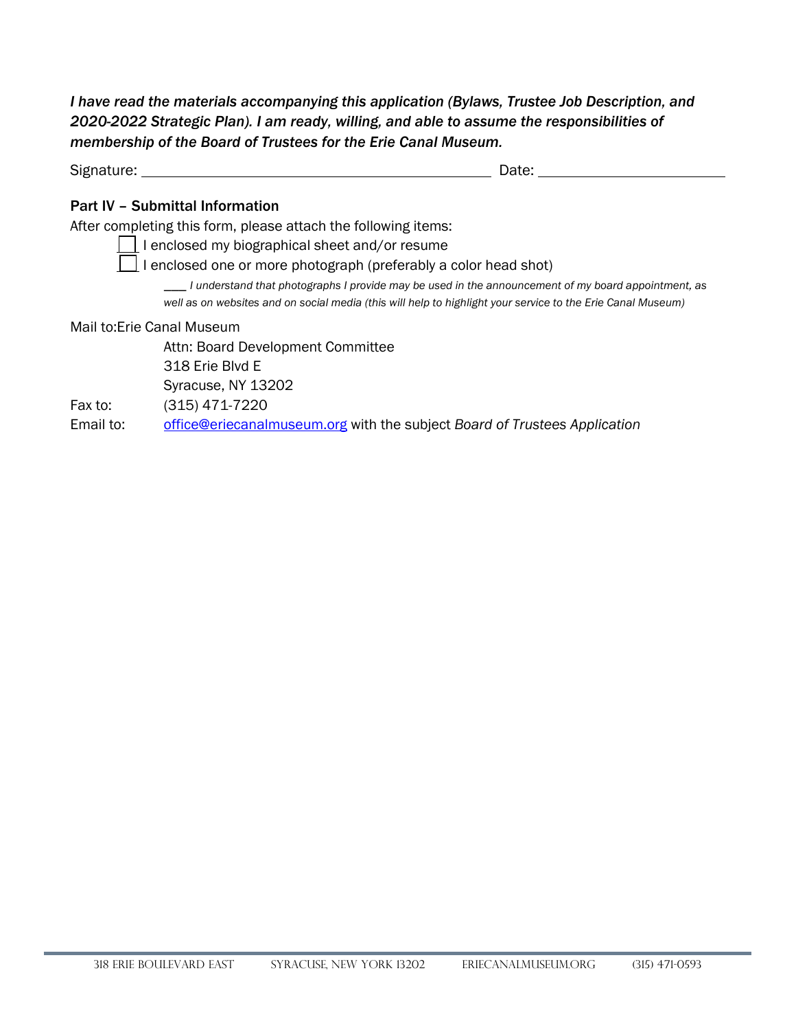***I have read the materials accompanying this application (Bylaws, Trustee Job Description, and 2020-2022 Strategic Plan). I am ready, willing, and able to assume the responsibilities of membership of the Board of Trustees for the Erie Canal Museum.***

Signature: ______________________________ Date: ____________________

### Part IV – Submittal Information

After completing this form, please attach the following items:

- ☐ I enclosed my biographical sheet and/or resume
- ☐ I enclosed one or more photograph (preferably a color head shot)

  ____ *I understand that photographs I provide may be used in the announcement of my board appointment, as well as on websites and on social media (this will help to highlight your service to the Erie Canal Museum)*

Mail to: Erie Canal Museum
Attn: Board Development Committee
318 Erie Blvd E
Syracuse, NY 13202

Fax to: (315) 471-7220

Email to: office@eriecanalmuseum.org with the subject *Board of Trustees Application*